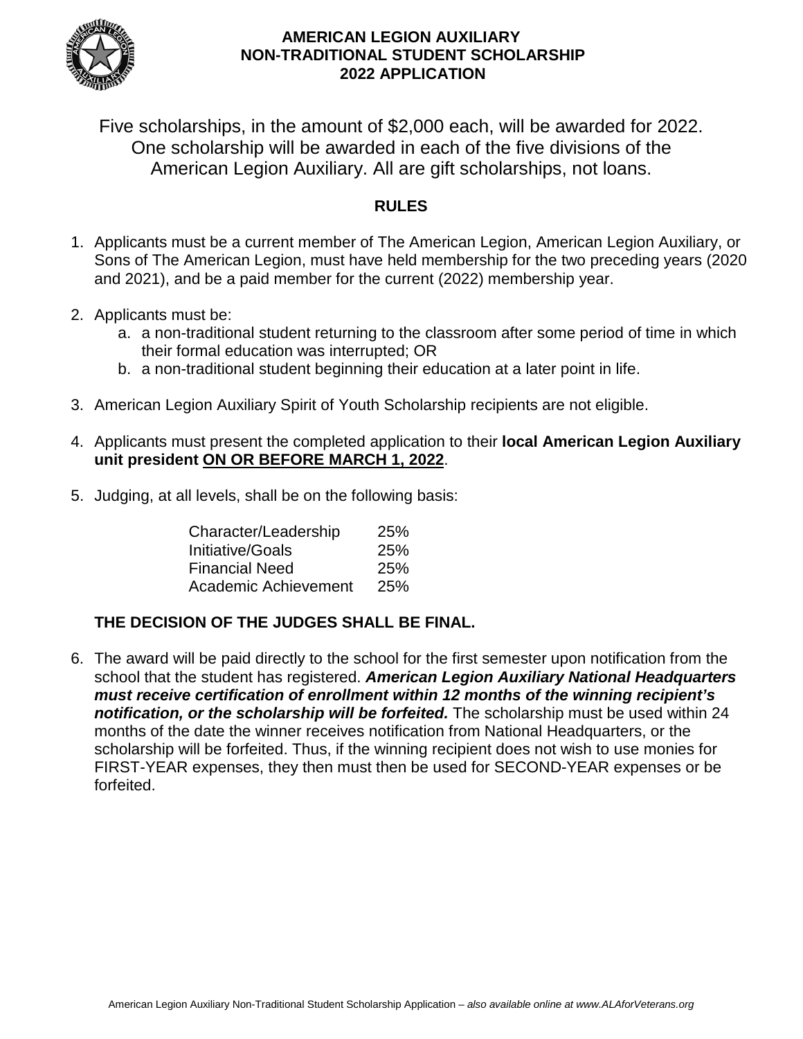# AMERICAN LEGION AUXILIARY
# NON-TRADITIONAL STUDENT SCHOLARSHIP
# 2022 APPLICATION

Five scholarships, in the amount of $2,000 each, will be awarded for 2022. One scholarship will be awarded in each of the five divisions of the American Legion Auxiliary. All are gift scholarships, not loans.

## RULES

1. Applicants must be a current member of The American Legion, American Legion Auxiliary, or Sons of The American Legion, must have held membership for the two preceding years (2020 and 2021), and be a paid member for the current (2022) membership year.

2. Applicants must be:
   a. a non-traditional student returning to the classroom after some period of time in which their formal education was interrupted; OR
   b. a non-traditional student beginning their education at a later point in life.

3. American Legion Auxiliary Spirit of Youth Scholarship recipients are not eligible.

4. Applicants must present the completed application to their **local American Legion Auxiliary unit president <u>ON OR BEFORE MARCH 1, 2022</u>**.

5. Judging, at all levels, shall be on the following basis:

| | |
|---|---|
| Character/Leadership | 25% |
| Initiative/Goals | 25% |
| Financial Need | 25% |
| Academic Achievement | 25% |

   **THE DECISION OF THE JUDGES SHALL BE FINAL.**

6. The award will be paid directly to the school for the first semester upon notification from the school that the student has registered. ***American Legion Auxiliary National Headquarters must receive certification of enrollment within 12 months of the winning recipient's notification, or the scholarship will be forfeited.*** The scholarship must be used within 24 months of the date the winner receives notification from National Headquarters, or the scholarship will be forfeited. Thus, if the winning recipient does not wish to use monies for FIRST-YEAR expenses, they then must then be used for SECOND-YEAR expenses or be forfeited.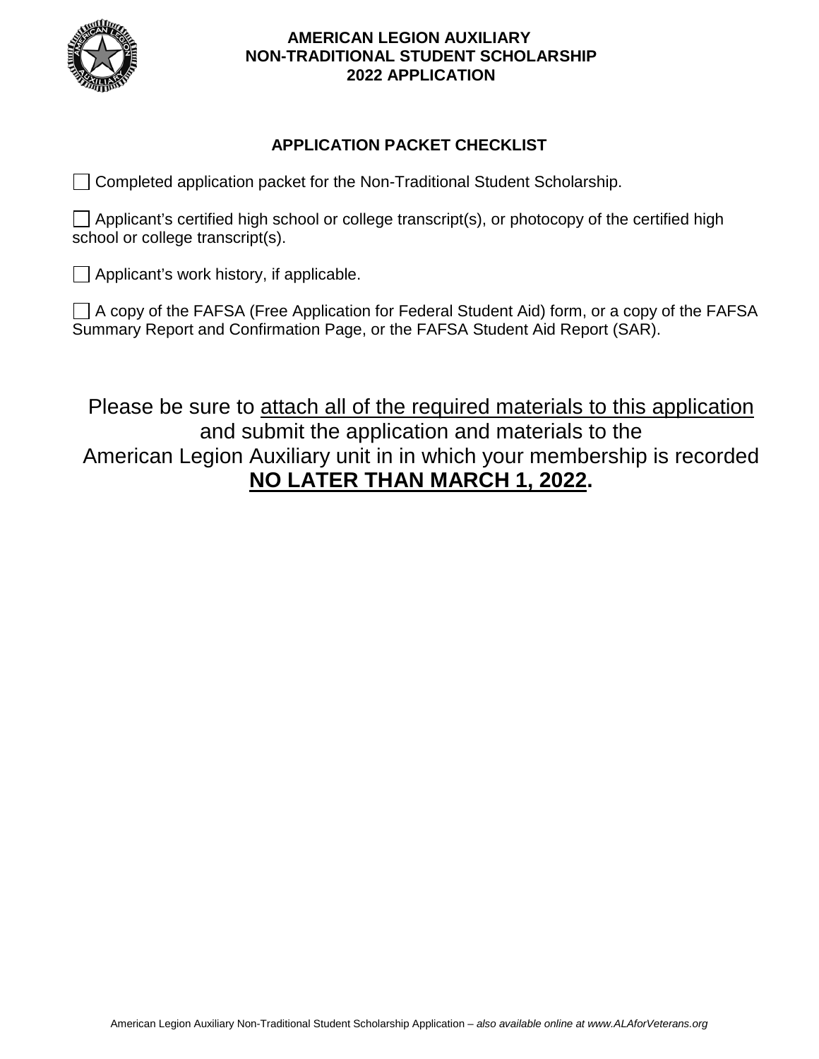**AMERICAN LEGION AUXILIARY**
**NON-TRADITIONAL STUDENT SCHOLARSHIP**
**2022 APPLICATION**

## APPLICATION PACKET CHECKLIST

- [ ] Completed application packet for the Non-Traditional Student Scholarship.
- [ ] Applicant's certified high school or college transcript(s), or photocopy of the certified high school or college transcript(s).
- [ ] Applicant's work history, if applicable.
- [ ] A copy of the FAFSA (Free Application for Federal Student Aid) form, or a copy of the FAFSA Summary Report and Confirmation Page, or the FAFSA Student Aid Report (SAR).

Please be sure to <u>attach all of the required materials to this application</u> and submit the application and materials to the American Legion Auxiliary unit in in which your membership is recorded **<u>NO LATER THAN MARCH 1, 2022</u>.**

American Legion Auxiliary Non-Traditional Student Scholarship Application – *also available online at www.ALAforVeterans.org*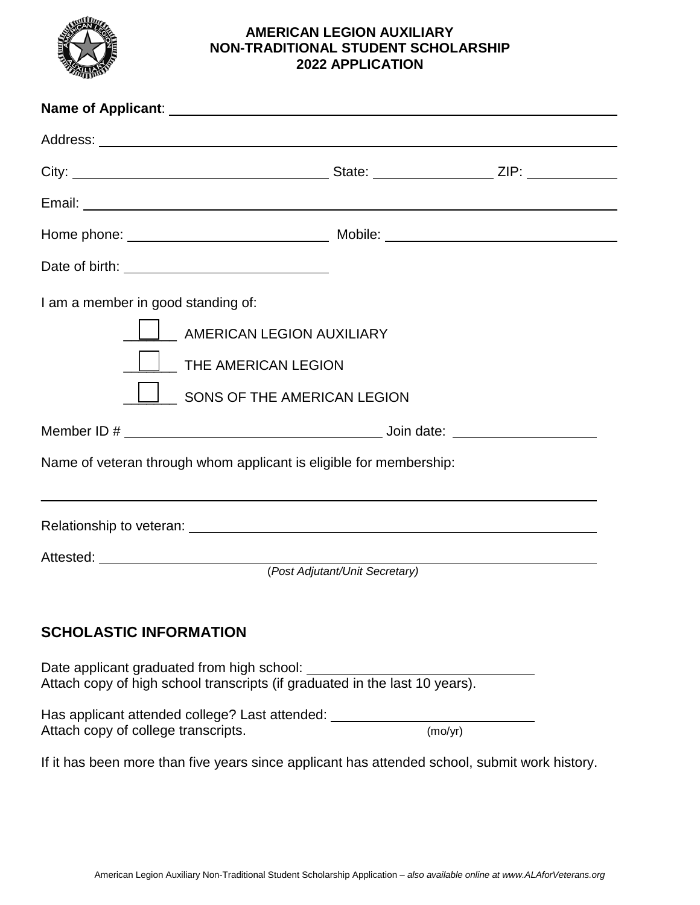# AMERICAN LEGION AUXILIARY
# NON-TRADITIONAL STUDENT SCHOLARSHIP
# 2022 APPLICATION

**Name of Applicant**: ______________________________________________

Address: ______________________________________________

City: ______________________ State: ______________ ZIP: __________

Email: ______________________________________________

Home phone: ______________________ Mobile: ______________________

Date of birth: ______________________

I am a member in good standing of:

- ☐ AMERICAN LEGION AUXILIARY
- ☐ THE AMERICAN LEGION
- ☐ SONS OF THE AMERICAN LEGION

Member ID # ______________________ Join date: ______________

Name of veteran through whom applicant is eligible for membership:

______________________________________________

Relationship to veteran: ______________________________________________

Attested: ______________________________________________
(*Post Adjutant/Unit Secretary)*

## SCHOLASTIC INFORMATION

Date applicant graduated from high school: ______________________
Attach copy of high school transcripts (if graduated in the last 10 years).

Has applicant attended college? Last attended: ______________________ (mo/yr)
Attach copy of college transcripts.

If it has been more than five years since applicant has attended school, submit work history.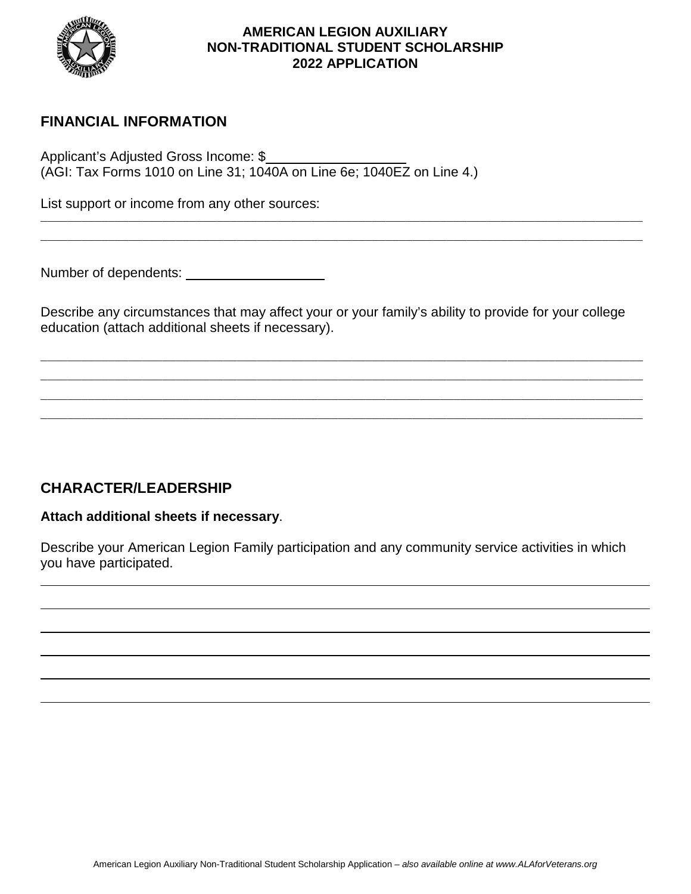**AMERICAN LEGION AUXILIARY**
**NON-TRADITIONAL STUDENT SCHOLARSHIP**
**2022 APPLICATION**

## FINANCIAL INFORMATION

Applicant's Adjusted Gross Income: $__________________
(AGI: Tax Forms 1010 on Line 31; 1040A on Line 6e; 1040EZ on Line 4.)

List support or income from any other sources:

______________________________________________________________________________

______________________________________________________________________________

Number of dependents: __________________

Describe any circumstances that may affect your or your family's ability to provide for your college education (attach additional sheets if necessary).

______________________________________________________________________________

______________________________________________________________________________

______________________________________________________________________________

______________________________________________________________________________

## CHARACTER/LEADERSHIP

**Attach additional sheets if necessary**.

Describe your American Legion Family participation and any community service activities in which you have participated.

______________________________________________________________________________

______________________________________________________________________________

______________________________________________________________________________

______________________________________________________________________________

______________________________________________________________________________

______________________________________________________________________________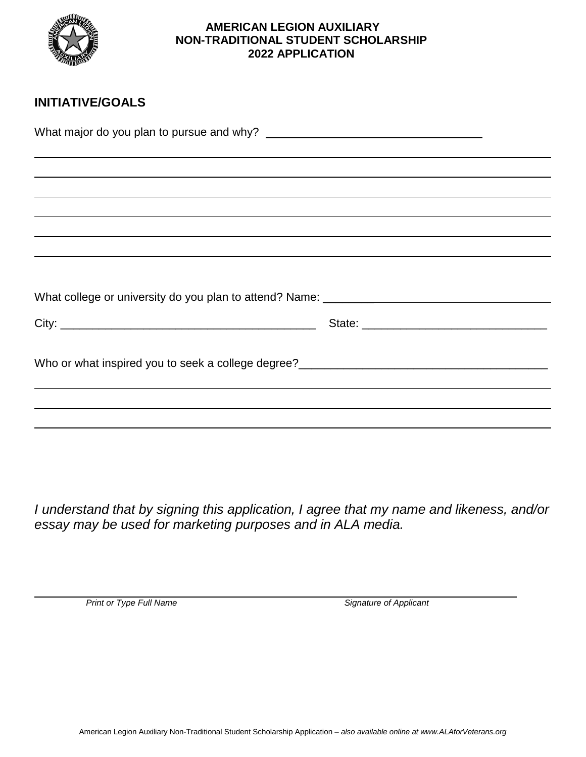**AMERICAN LEGION AUXILIARY**
**NON-TRADITIONAL STUDENT SCHOLARSHIP**
**2022 APPLICATION**

## INITIATIVE/GOALS

What major do you plan to pursue and why? ___________________________________

_______________________________________________________________________________

_______________________________________________________________________________

_______________________________________________________________________________

_______________________________________________________________________________

_______________________________________________________________________________

_______________________________________________________________________________

What college or university do you plan to attend? Name: ______________________________

City: ________________________________________ State: ____________________________

Who or what inspired you to seek a college degree?_______________________________________

_______________________________________________________________________________

_______________________________________________________________________________

_______________________________________________________________________________

*I understand that by signing this application, I agree that my name and likeness, and/or essay may be used for marketing purposes and in ALA media.*

_______________________________________________________________________________

*Print or Type Full Name* *Signature of Applicant*

American Legion Auxiliary Non-Traditional Student Scholarship Application – *also available online at www.ALAforVeterans.org*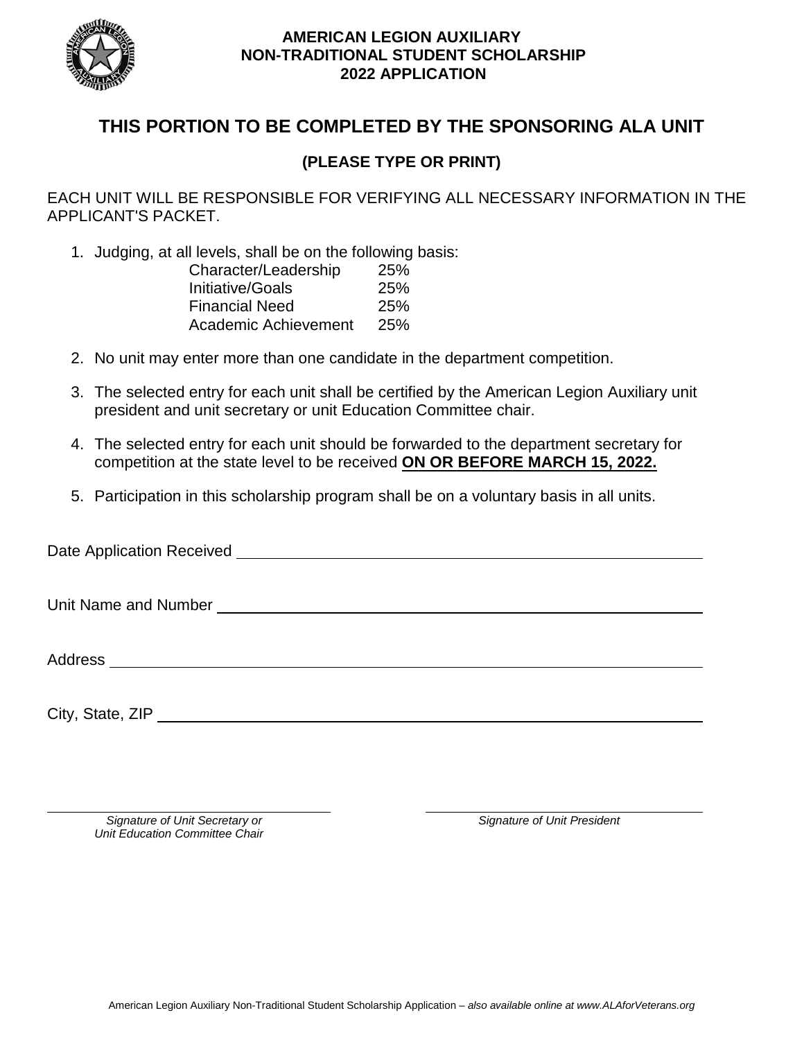**AMERICAN LEGION AUXILIARY**
**NON-TRADITIONAL STUDENT SCHOLARSHIP**
**2022 APPLICATION**

## THIS PORTION TO BE COMPLETED BY THE SPONSORING ALA UNIT

**(PLEASE TYPE OR PRINT)**

EACH UNIT WILL BE RESPONSIBLE FOR VERIFYING ALL NECESSARY INFORMATION IN THE APPLICANT'S PACKET.

1. Judging, at all levels, shall be on the following basis:

   | | |
   |---|---|
   | Character/Leadership | 25% |
   | Initiative/Goals | 25% |
   | Financial Need | 25% |
   | Academic Achievement | 25% |

2. No unit may enter more than one candidate in the department competition.
3. The selected entry for each unit shall be certified by the American Legion Auxiliary unit president and unit secretary or unit Education Committee chair.
4. The selected entry for each unit should be forwarded to the department secretary for competition at the state level to be received **ON OR BEFORE MARCH 15, 2022.**
5. Participation in this scholarship program shall be on a voluntary basis in all units.

Date Application Received ____________________________________________

Unit Name and Number ____________________________________________

Address ____________________________________________

City, State, ZIP ____________________________________________

______________________________ ______________________________
*Signature of Unit Secretary or Unit Education Committee Chair* *Signature of Unit President*

American Legion Auxiliary Non-Traditional Student Scholarship Application – *also available online at www.ALAforVeterans.org*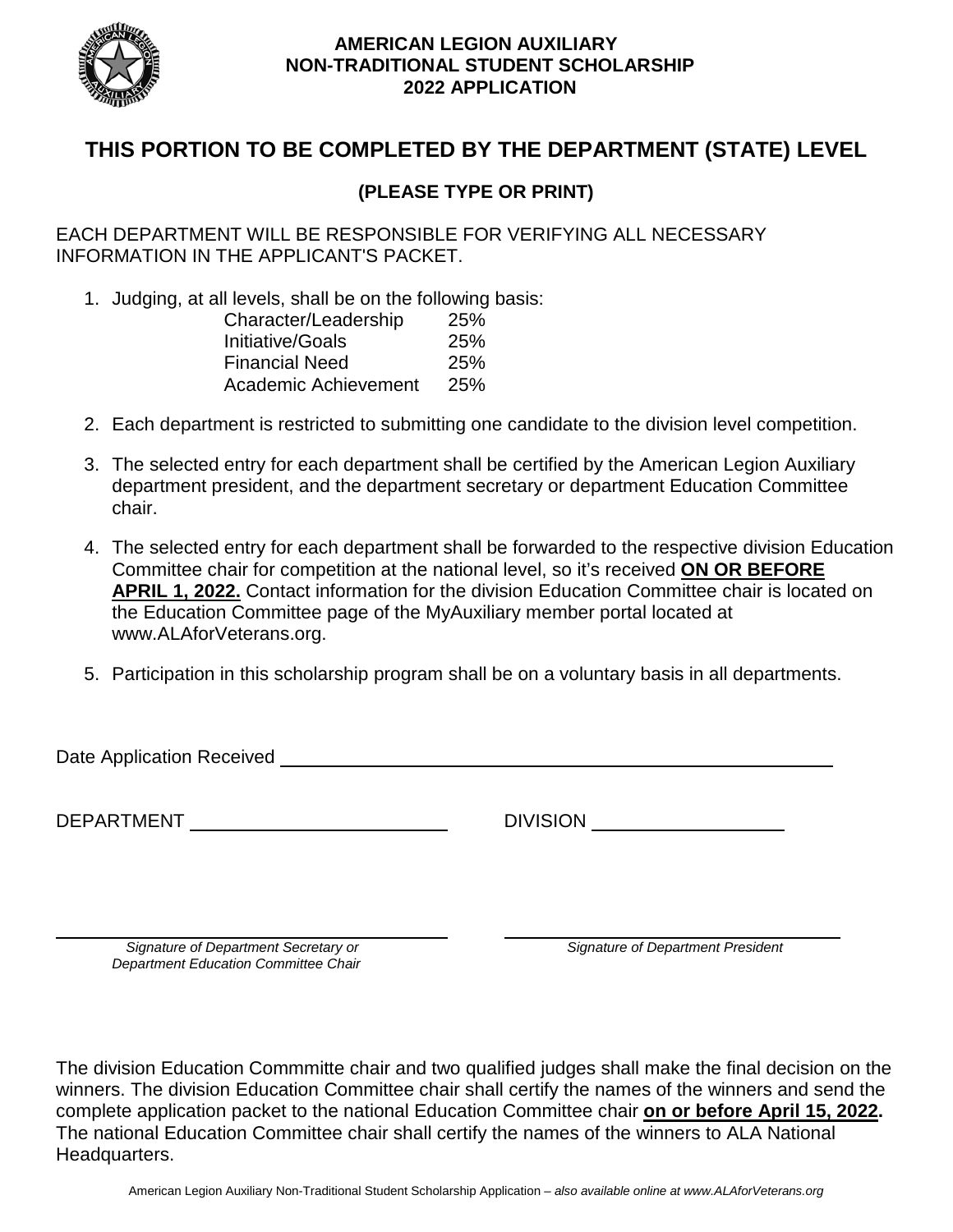**AMERICAN LEGION AUXILIARY**
**NON-TRADITIONAL STUDENT SCHOLARSHIP**
**2022 APPLICATION**

# THIS PORTION TO BE COMPLETED BY THE DEPARTMENT (STATE) LEVEL

**(PLEASE TYPE OR PRINT)**

EACH DEPARTMENT WILL BE RESPONSIBLE FOR VERIFYING ALL NECESSARY INFORMATION IN THE APPLICANT'S PACKET.

1. Judging, at all levels, shall be on the following basis:

| | |
|---|---|
| Character/Leadership | 25% |
| Initiative/Goals | 25% |
| Financial Need | 25% |
| Academic Achievement | 25% |

2. Each department is restricted to submitting one candidate to the division level competition.

3. The selected entry for each department shall be certified by the American Legion Auxiliary department president, and the department secretary or department Education Committee chair.

4. The selected entry for each department shall be forwarded to the respective division Education Committee chair for competition at the national level, so it's received **ON OR BEFORE APRIL 1, 2022.** Contact information for the division Education Committee chair is located on the Education Committee page of the MyAuxiliary member portal located at www.ALAforVeterans.org.

5. Participation in this scholarship program shall be on a voluntary basis in all departments.

Date Application Received ______________________________

DEPARTMENT ______________________ DIVISION ________________

______________________________
*Signature of Department Secretary or Department Education Committee Chair*

______________________________
*Signature of Department President*

The division Education Commmitte chair and two qualified judges shall make the final decision on the winners. The division Education Committee chair shall certify the names of the winners and send the complete application packet to the national Education Committee chair **on or before April 15, 2022.** The national Education Committee chair shall certify the names of the winners to ALA National Headquarters.

American Legion Auxiliary Non-Traditional Student Scholarship Application – *also available online at www.ALAforVeterans.org*